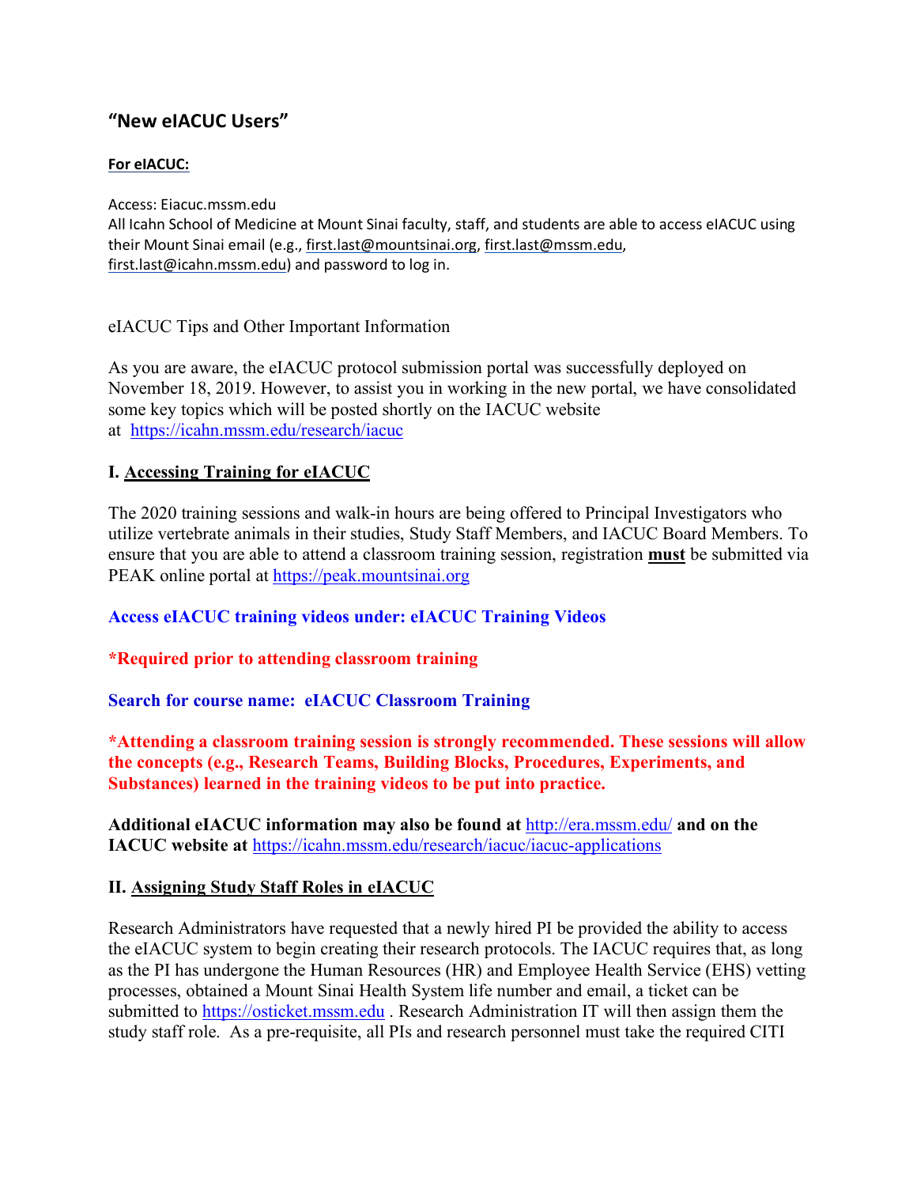## "New eIACUC Users"

**For eIACUC:**

Access: Eiacuc.mssm.edu
All Icahn School of Medicine at Mount Sinai faculty, staff, and students are able to access eIACUC using their Mount Sinai email (e.g., first.last@mountsinai.org, first.last@mssm.edu, first.last@icahn.mssm.edu) and password to log in.

eIACUC Tips and Other Important Information

As you are aware, the eIACUC protocol submission portal was successfully deployed on November 18, 2019. However, to assist you in working in the new portal, we have consolidated some key topics which will be posted shortly on the IACUC website at https://icahn.mssm.edu/research/iacuc

### I. Accessing Training for eIACUC

The 2020 training sessions and walk-in hours are being offered to Principal Investigators who utilize vertebrate animals in their studies, Study Staff Members, and IACUC Board Members. To ensure that you are able to attend a classroom training session, registration **must** be submitted via PEAK online portal at https://peak.mountsinai.org

**Access eIACUC training videos under: eIACUC Training Videos**

**\*Required prior to attending classroom training**

**Search for course name: eIACUC Classroom Training**

**\*Attending a classroom training session is strongly recommended. These sessions will allow the concepts (e.g., Research Teams, Building Blocks, Procedures, Experiments, and Substances) learned in the training videos to be put into practice.**

**Additional eIACUC information may also be found at http://era.mssm.edu/ and on the IACUC website at https://icahn.mssm.edu/research/iacuc/iacuc-applications**

### II. Assigning Study Staff Roles in eIACUC

Research Administrators have requested that a newly hired PI be provided the ability to access the eIACUC system to begin creating their research protocols. The IACUC requires that, as long as the PI has undergone the Human Resources (HR) and Employee Health Service (EHS) vetting processes, obtained a Mount Sinai Health System life number and email, a ticket can be submitted to https://osticket.mssm.edu . Research Administration IT will then assign them the study staff role. As a pre-requisite, all PIs and research personnel must take the required CITI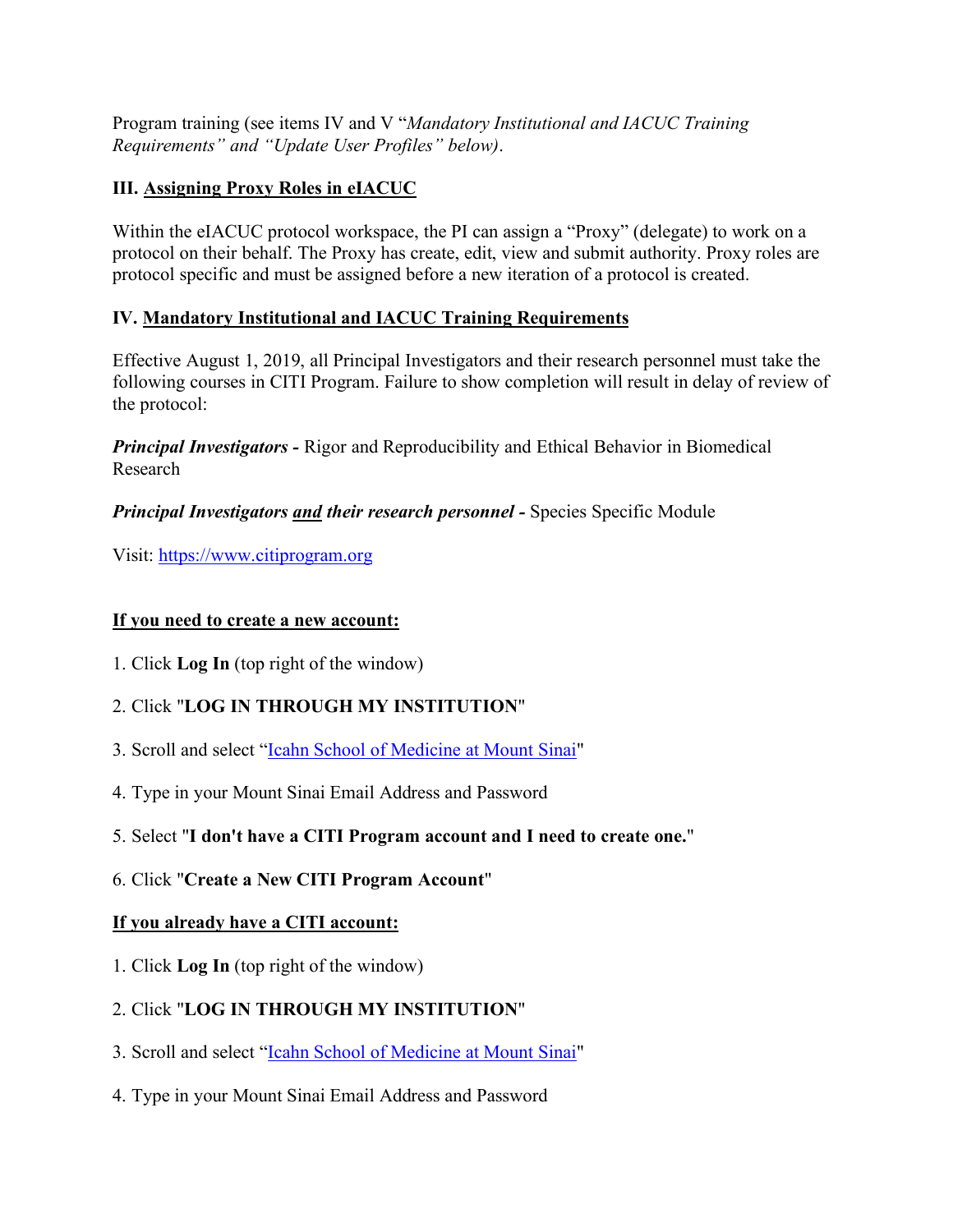Program training (see items IV and V "*Mandatory Institutional and IACUC Training Requirements" and "Update User Profiles" below)*.

## III. Assigning Proxy Roles in eIACUC

Within the eIACUC protocol workspace, the PI can assign a "Proxy" (delegate) to work on a protocol on their behalf. The Proxy has create, edit, view and submit authority. Proxy roles are protocol specific and must be assigned before a new iteration of a protocol is created.

## IV. Mandatory Institutional and IACUC Training Requirements

Effective August 1, 2019, all Principal Investigators and their research personnel must take the following courses in CITI Program. Failure to show completion will result in delay of review of the protocol:

***Principal Investigators -*** Rigor and Reproducibility and Ethical Behavior in Biomedical Research

***Principal Investigators and their research personnel -*** Species Specific Module

Visit: https://www.citiprogram.org

**If you need to create a new account:**

1. Click **Log In** (top right of the window)

2. Click "**LOG IN THROUGH MY INSTITUTION**"

3. Scroll and select "Icahn School of Medicine at Mount Sinai"

4. Type in your Mount Sinai Email Address and Password

5. Select "**I don't have a CITI Program account and I need to create one.**"

6. Click "**Create a New CITI Program Account**"

**If you already have a CITI account:**

1. Click **Log In** (top right of the window)

2. Click "**LOG IN THROUGH MY INSTITUTION**"

3. Scroll and select "Icahn School of Medicine at Mount Sinai"

4. Type in your Mount Sinai Email Address and Password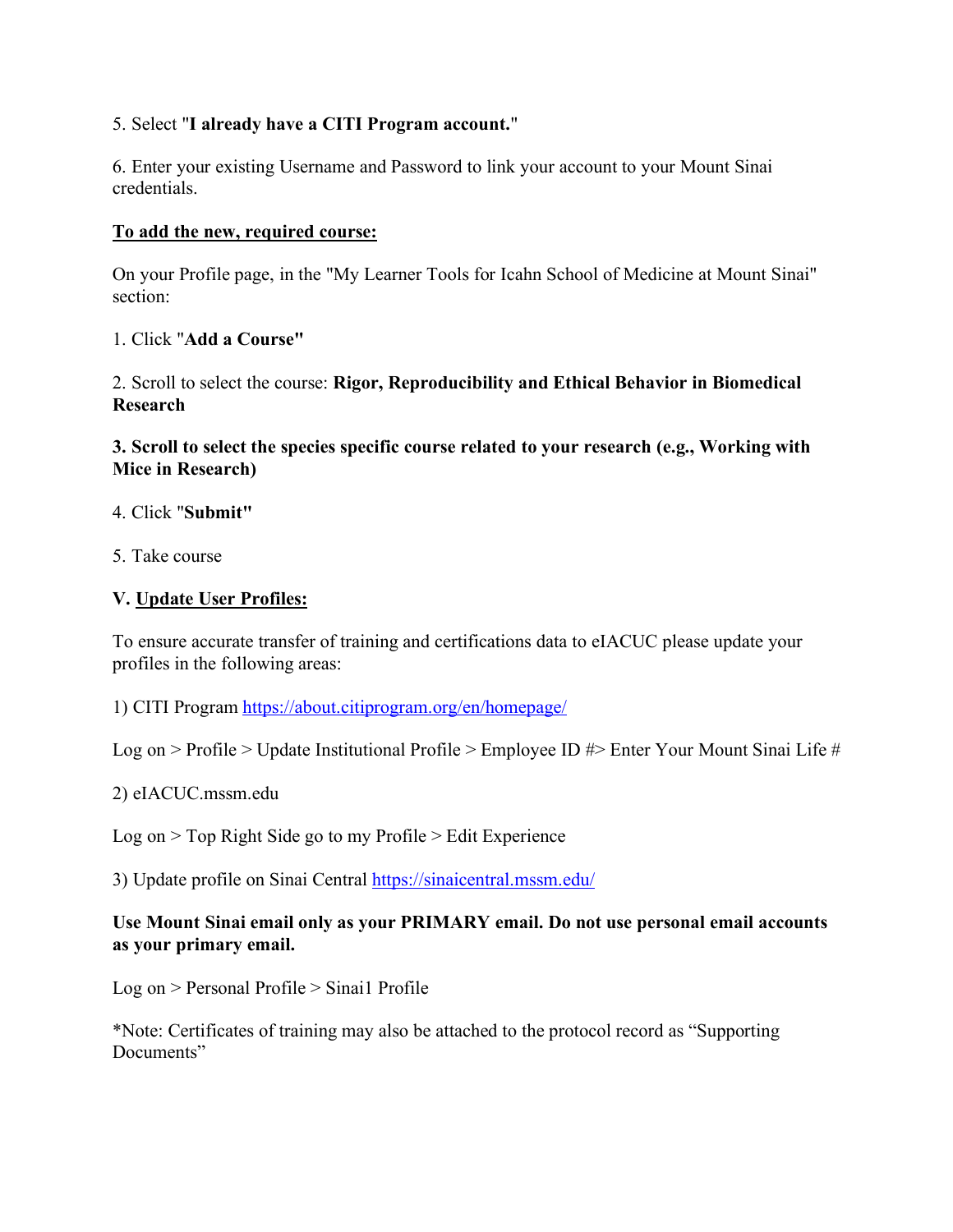5. Select "**I already have a CITI Program account.**"

6. Enter your existing Username and Password to link your account to your Mount Sinai credentials.

**<u>To add the new, required course:</u>**

On your Profile page, in the "My Learner Tools for Icahn School of Medicine at Mount Sinai" section:

1. Click "**Add a Course"**

2. Scroll to select the course: **Rigor, Reproducibility and Ethical Behavior in Biomedical Research**

**3. Scroll to select the species specific course related to your research (e.g., Working with Mice in Research)**

4. Click "**Submit"**

5. Take course

**V. <u>Update User Profiles:</u>**

To ensure accurate transfer of training and certifications data to eIACUC please update your profiles in the following areas:

1) CITI Program [https://about.citiprogram.org/en/homepage/](https://about.citiprogram.org/en/homepage/)

Log on > Profile > Update Institutional Profile > Employee ID #> Enter Your Mount Sinai Life #

2) eIACUC.mssm.edu

Log on > Top Right Side go to my Profile > Edit Experience

3) Update profile on Sinai Central [https://sinaicentral.mssm.edu/](https://sinaicentral.mssm.edu/)

**Use Mount Sinai email only as your PRIMARY email. Do not use personal email accounts as your primary email.**

Log on > Personal Profile > Sinai1 Profile

*Note: Certificates of training may also be attached to the protocol record as "Supporting Documents"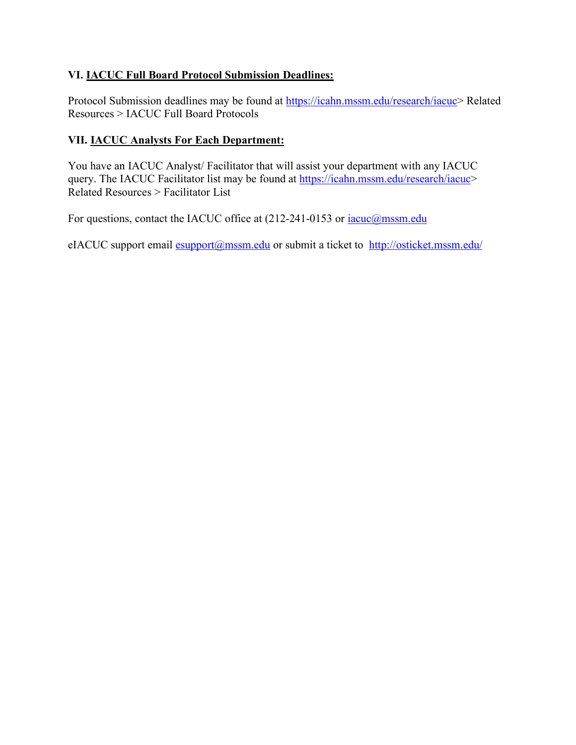### VI. IACUC Full Board Protocol Submission Deadlines:

Protocol Submission deadlines may be found at https://icahn.mssm.edu/research/iacuc> Related Resources > IACUC Full Board Protocols

### VII. IACUC Analysts For Each Department:

You have an IACUC Analyst/ Facilitator that will assist your department with any IACUC query. The IACUC Facilitator list may be found at https://icahn.mssm.edu/research/iacuc> Related Resources > Facilitator List

For questions, contact the IACUC office at (212-241-0153 or iacuc@mssm.edu

eIACUC support email esupport@mssm.edu or submit a ticket to http://osticket.mssm.edu/